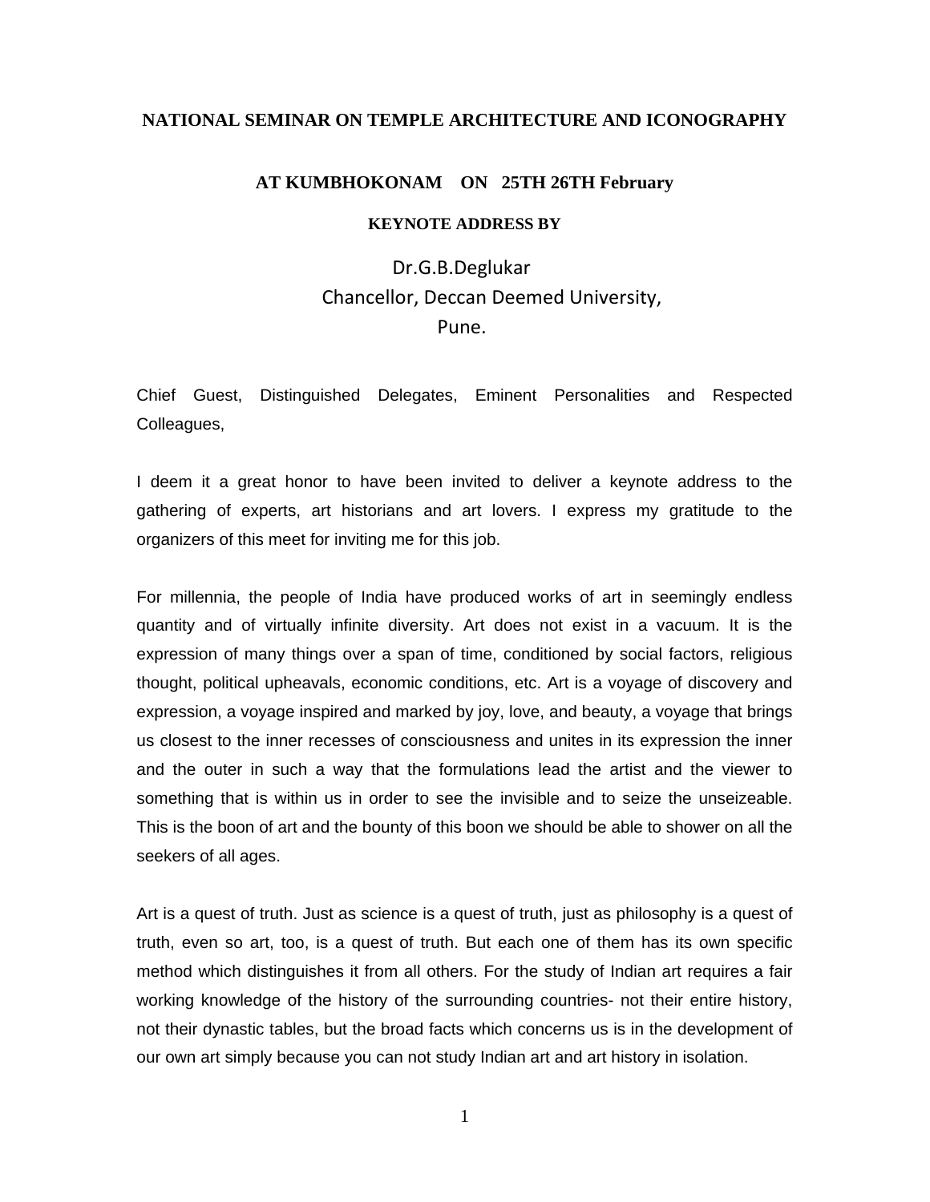# NATIONAL SEMINAR ON TEMPLE ARCHITECTURE AND ICONOGRAPHY

## AT KUMBHOKONAM ON 25TH 26TH February

### KEYNOTE ADDRESS BY

Dr.G.B.Deglukar
Chancellor, Deccan Deemed University,
Pune.

Chief Guest, Distinguished Delegates, Eminent Personalities and Respected Colleagues,

I deem it a great honor to have been invited to deliver a keynote address to the gathering of experts, art historians and art lovers. I express my gratitude to the organizers of this meet for inviting me for this job.

For millennia, the people of India have produced works of art in seemingly endless quantity and of virtually infinite diversity. Art does not exist in a vacuum. It is the expression of many things over a span of time, conditioned by social factors, religious thought, political upheavals, economic conditions, etc. Art is a voyage of discovery and expression, a voyage inspired and marked by joy, love, and beauty, a voyage that brings us closest to the inner recesses of consciousness and unites in its expression the inner and the outer in such a way that the formulations lead the artist and the viewer to something that is within us in order to see the invisible and to seize the unseizeable. This is the boon of art and the bounty of this boon we should be able to shower on all the seekers of all ages.

Art is a quest of truth. Just as science is a quest of truth, just as philosophy is a quest of truth, even so art, too, is a quest of truth. But each one of them has its own specific method which distinguishes it from all others. For the study of Indian art requires a fair working knowledge of the history of the surrounding countries- not their entire history, not their dynastic tables, but the broad facts which concerns us is in the development of our own art simply because you can not study Indian art and art history in isolation.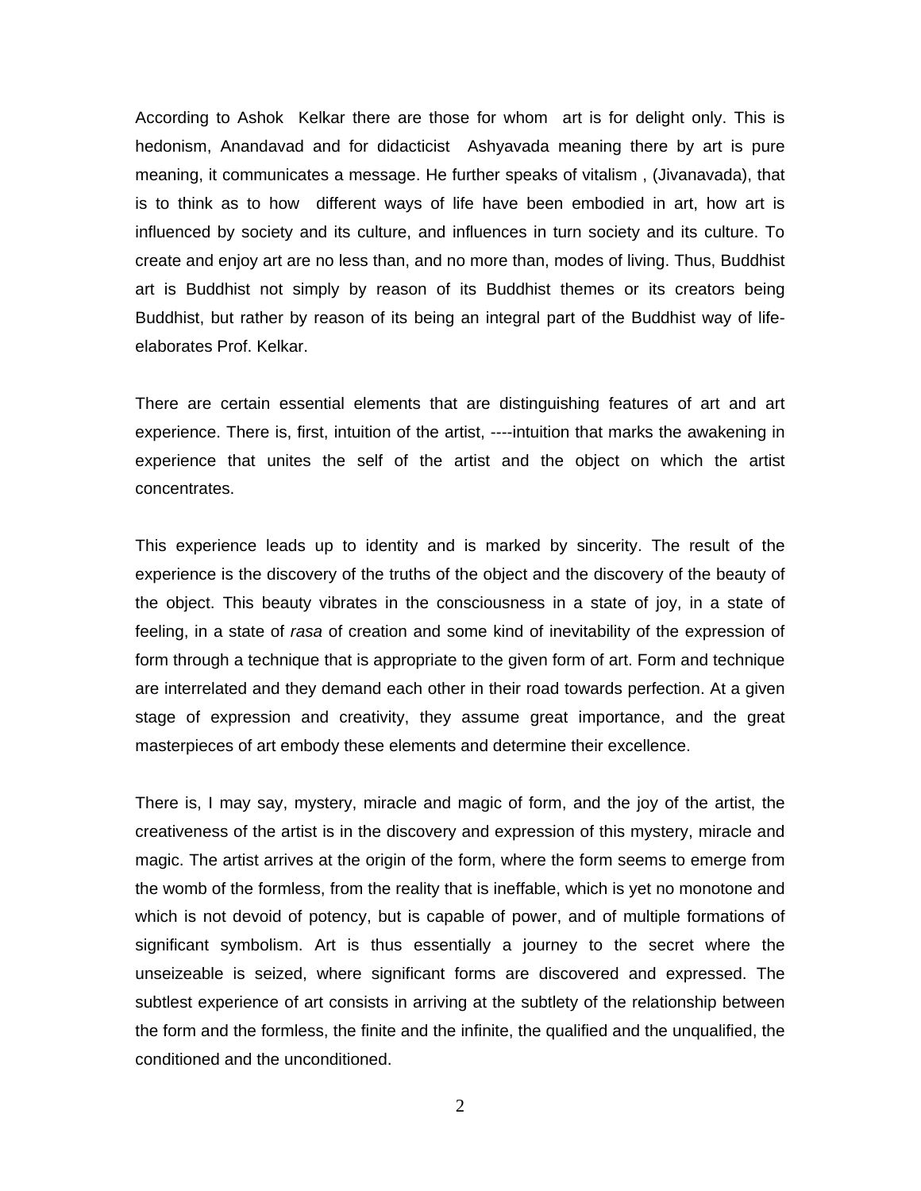According to Ashok Kelkar there are those for whom art is for delight only. This is hedonism, Anandavad and for didacticist Ashyavada meaning there by art is pure meaning, it communicates a message. He further speaks of vitalism , (Jivanavada), that is to think as to how different ways of life have been embodied in art, how art is influenced by society and its culture, and influences in turn society and its culture. To create and enjoy art are no less than, and no more than, modes of living. Thus, Buddhist art is Buddhist not simply by reason of its Buddhist themes or its creators being Buddhist, but rather by reason of its being an integral part of the Buddhist way of life- elaborates Prof. Kelkar.

There are certain essential elements that are distinguishing features of art and art experience. There is, first, intuition of the artist, ----intuition that marks the awakening in experience that unites the self of the artist and the object on which the artist concentrates.

This experience leads up to identity and is marked by sincerity. The result of the experience is the discovery of the truths of the object and the discovery of the beauty of the object. This beauty vibrates in the consciousness in a state of joy, in a state of feeling, in a state of *rasa* of creation and some kind of inevitability of the expression of form through a technique that is appropriate to the given form of art. Form and technique are interrelated and they demand each other in their road towards perfection. At a given stage of expression and creativity, they assume great importance, and the great masterpieces of art embody these elements and determine their excellence.

There is, I may say, mystery, miracle and magic of form, and the joy of the artist, the creativeness of the artist is in the discovery and expression of this mystery, miracle and magic. The artist arrives at the origin of the form, where the form seems to emerge from the womb of the formless, from the reality that is ineffable, which is yet no monotone and which is not devoid of potency, but is capable of power, and of multiple formations of significant symbolism. Art is thus essentially a journey to the secret where the unseizeable is seized, where significant forms are discovered and expressed. The subtlest experience of art consists in arriving at the subtlety of the relationship between the form and the formless, the finite and the infinite, the qualified and the unqualified, the conditioned and the unconditioned.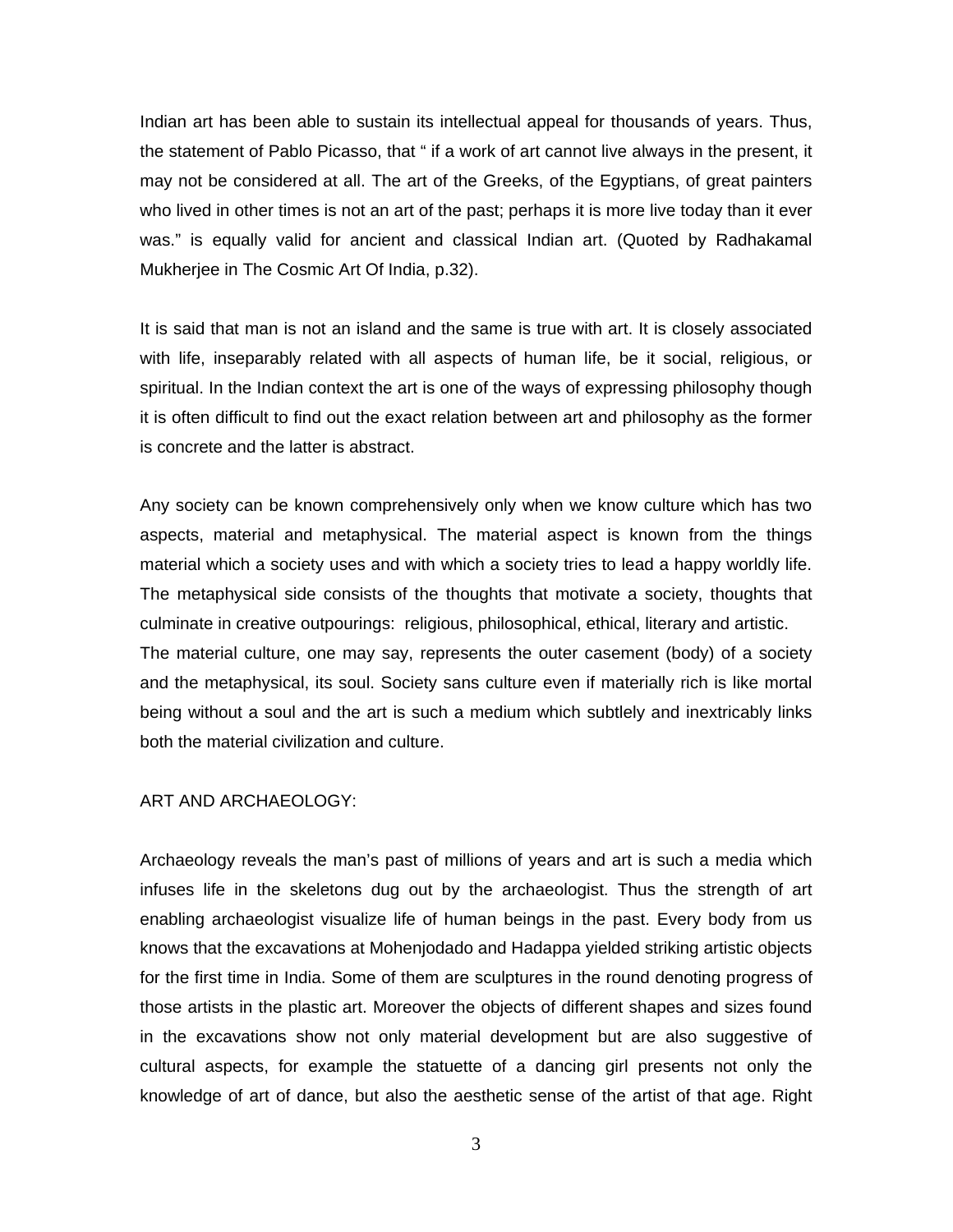Indian art has been able to sustain its intellectual appeal for thousands of years. Thus, the statement of Pablo Picasso, that " if a work of art cannot live always in the present, it may not be considered at all. The art of the Greeks, of the Egyptians, of great painters who lived in other times is not an art of the past; perhaps it is more live today than it ever was." is equally valid for ancient and classical Indian art. (Quoted by Radhakamal Mukherjee in The Cosmic Art Of India, p.32).

It is said that man is not an island and the same is true with art. It is closely associated with life, inseparably related with all aspects of human life, be it social, religious, or spiritual. In the Indian context the art is one of the ways of expressing philosophy though it is often difficult to find out the exact relation between art and philosophy as the former is concrete and the latter is abstract.

Any society can be known comprehensively only when we know culture which has two aspects, material and metaphysical. The material aspect is known from the things material which a society uses and with which a society tries to lead a happy worldly life. The metaphysical side consists of the thoughts that motivate a society, thoughts that culminate in creative outpourings: religious, philosophical, ethical, literary and artistic.
The material culture, one may say, represents the outer casement (body) of a society and the metaphysical, its soul. Society sans culture even if materially rich is like mortal being without a soul and the art is such a medium which subtlely and inextricably links both the material civilization and culture.

ART AND ARCHAEOLOGY:

Archaeology reveals the man's past of millions of years and art is such a media which infuses life in the skeletons dug out by the archaeologist. Thus the strength of art enabling archaeologist visualize life of human beings in the past. Every body from us knows that the excavations at Mohenjodado and Hadappa yielded striking artistic objects for the first time in India. Some of them are sculptures in the round denoting progress of those artists in the plastic art. Moreover the objects of different shapes and sizes found in the excavations show not only material development but are also suggestive of cultural aspects, for example the statuette of a dancing girl presents not only the knowledge of art of dance, but also the aesthetic sense of the artist of that age. Right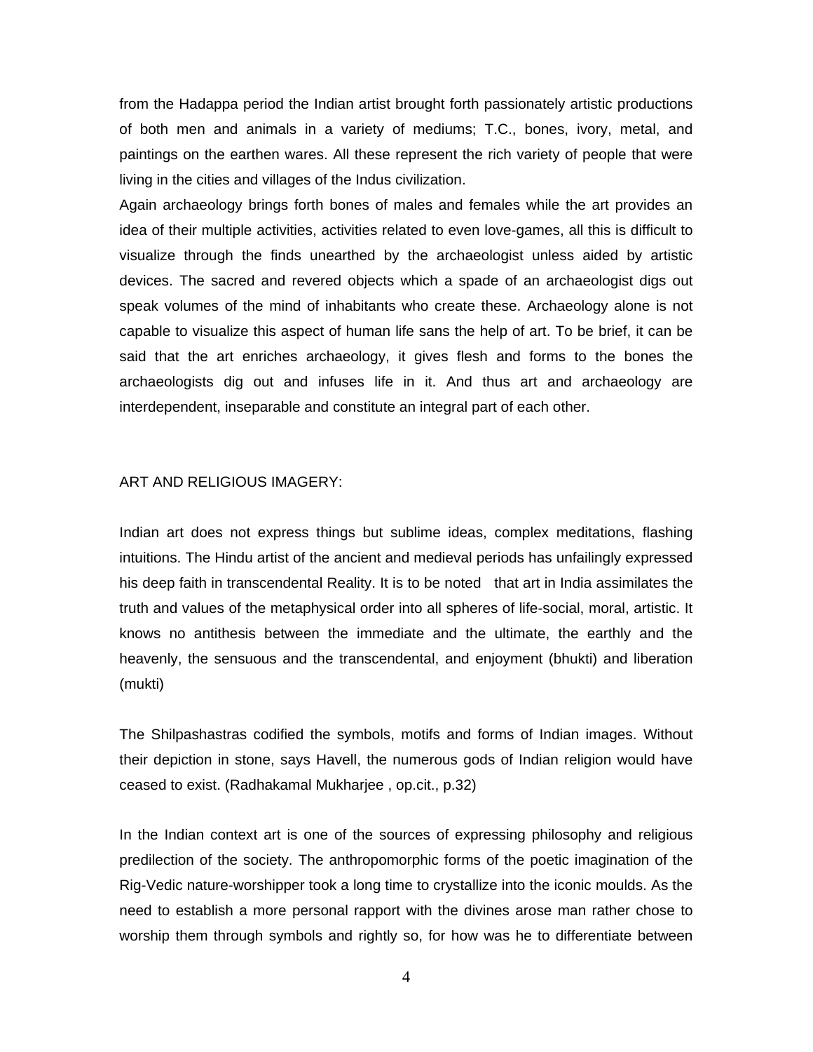from the Hadappa period the Indian artist brought forth passionately artistic productions of both men and animals in a variety of mediums; T.C., bones, ivory, metal, and paintings on the earthen wares. All these represent the rich variety of people that were living in the cities and villages of the Indus civilization.

Again archaeology brings forth bones of males and females while the art provides an idea of their multiple activities, activities related to even love-games, all this is difficult to visualize through the finds unearthed by the archaeologist unless aided by artistic devices. The sacred and revered objects which a spade of an archaeologist digs out speak volumes of the mind of inhabitants who create these. Archaeology alone is not capable to visualize this aspect of human life sans the help of art. To be brief, it can be said that the art enriches archaeology, it gives flesh and forms to the bones the archaeologists dig out and infuses life in it. And thus art and archaeology are interdependent, inseparable and constitute an integral part of each other.

## ART AND RELIGIOUS IMAGERY:

Indian art does not express things but sublime ideas, complex meditations, flashing intuitions. The Hindu artist of the ancient and medieval periods has unfailingly expressed his deep faith in transcendental Reality. It is to be noted that art in India assimilates the truth and values of the metaphysical order into all spheres of life-social, moral, artistic. It knows no antithesis between the immediate and the ultimate, the earthly and the heavenly, the sensuous and the transcendental, and enjoyment (bhukti) and liberation (mukti)

The Shilpashastras codified the symbols, motifs and forms of Indian images. Without their depiction in stone, says Havell, the numerous gods of Indian religion would have ceased to exist. (Radhakamal Mukharjee , op.cit., p.32)

In the Indian context art is one of the sources of expressing philosophy and religious predilection of the society. The anthropomorphic forms of the poetic imagination of the Rig-Vedic nature-worshipper took a long time to crystallize into the iconic moulds. As the need to establish a more personal rapport with the divines arose man rather chose to worship them through symbols and rightly so, for how was he to differentiate between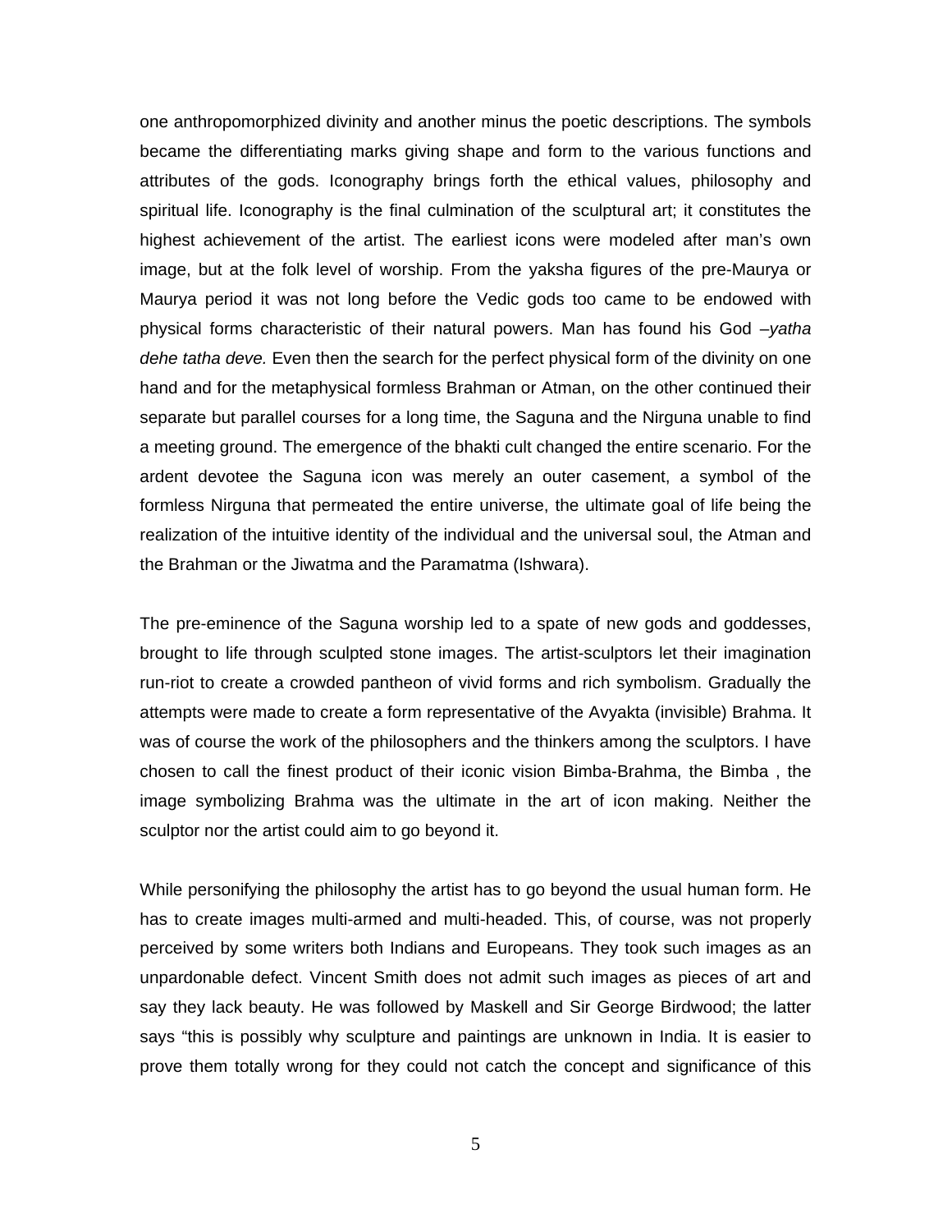one anthropomorphized divinity and another minus the poetic descriptions. The symbols became the differentiating marks giving shape and form to the various functions and attributes of the gods. Iconography brings forth the ethical values, philosophy and spiritual life. Iconography is the final culmination of the sculptural art; it constitutes the highest achievement of the artist. The earliest icons were modeled after man's own image, but at the folk level of worship. From the yaksha figures of the pre-Maurya or Maurya period it was not long before the Vedic gods too came to be endowed with physical forms characteristic of their natural powers. Man has found his God –*yatha dehe tatha deve.* Even then the search for the perfect physical form of the divinity on one hand and for the metaphysical formless Brahman or Atman, on the other continued their separate but parallel courses for a long time, the Saguna and the Nirguna unable to find a meeting ground. The emergence of the bhakti cult changed the entire scenario. For the ardent devotee the Saguna icon was merely an outer casement, a symbol of the formless Nirguna that permeated the entire universe, the ultimate goal of life being the realization of the intuitive identity of the individual and the universal soul, the Atman and the Brahman or the Jiwatma and the Paramatma (Ishwara).

The pre-eminence of the Saguna worship led to a spate of new gods and goddesses, brought to life through sculpted stone images. The artist-sculptors let their imagination run-riot to create a crowded pantheon of vivid forms and rich symbolism. Gradually the attempts were made to create a form representative of the Avyakta (invisible) Brahma. It was of course the work of the philosophers and the thinkers among the sculptors. I have chosen to call the finest product of their iconic vision Bimba-Brahma, the Bimba , the image symbolizing Brahma was the ultimate in the art of icon making. Neither the sculptor nor the artist could aim to go beyond it.

While personifying the philosophy the artist has to go beyond the usual human form. He has to create images multi-armed and multi-headed. This, of course, was not properly perceived by some writers both Indians and Europeans. They took such images as an unpardonable defect. Vincent Smith does not admit such images as pieces of art and say they lack beauty. He was followed by Maskell and Sir George Birdwood; the latter says "this is possibly why sculpture and paintings are unknown in India. It is easier to prove them totally wrong for they could not catch the concept and significance of this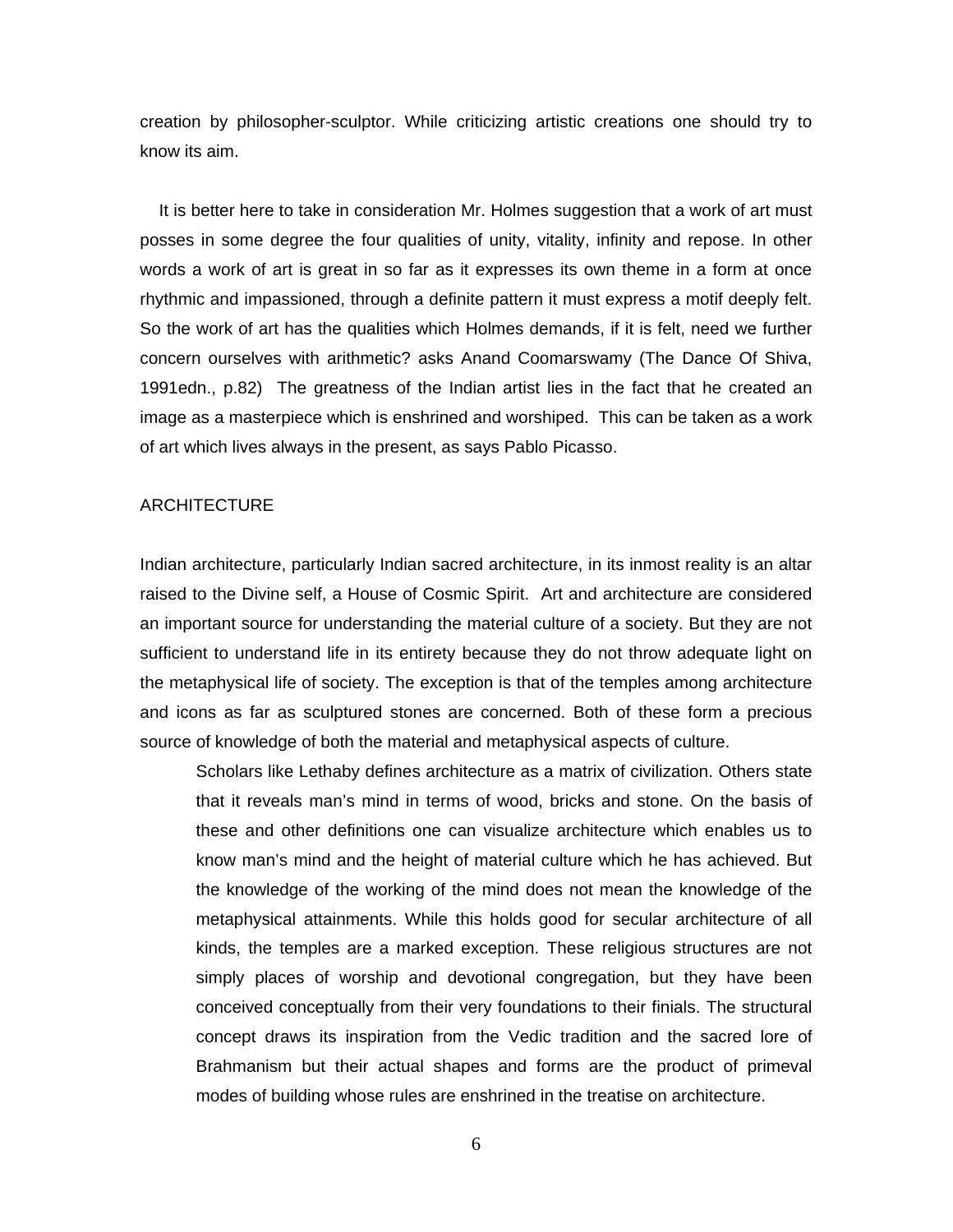creation by philosopher-sculptor. While criticizing artistic creations one should try to know its aim.

It is better here to take in consideration Mr. Holmes suggestion that a work of art must posses in some degree the four qualities of unity, vitality, infinity and repose. In other words a work of art is great in so far as it expresses its own theme in a form at once rhythmic and impassioned, through a definite pattern it must express a motif deeply felt. So the work of art has the qualities which Holmes demands, if it is felt, need we further concern ourselves with arithmetic? asks Anand Coomarswamy (The Dance Of Shiva, 1991edn., p.82) The greatness of the Indian artist lies in the fact that he created an image as a masterpiece which is enshrined and worshiped. This can be taken as a work of art which lives always in the present, as says Pablo Picasso.

## ARCHITECTURE

Indian architecture, particularly Indian sacred architecture, in its inmost reality is an altar raised to the Divine self, a House of Cosmic Spirit. Art and architecture are considered an important source for understanding the material culture of a society. But they are not sufficient to understand life in its entirety because they do not throw adequate light on the metaphysical life of society. The exception is that of the temples among architecture and icons as far as sculptured stones are concerned. Both of these form a precious source of knowledge of both the material and metaphysical aspects of culture.

> Scholars like Lethaby defines architecture as a matrix of civilization. Others state that it reveals man's mind in terms of wood, bricks and stone. On the basis of these and other definitions one can visualize architecture which enables us to know man's mind and the height of material culture which he has achieved. But the knowledge of the working of the mind does not mean the knowledge of the metaphysical attainments. While this holds good for secular architecture of all kinds, the temples are a marked exception. These religious structures are not simply places of worship and devotional congregation, but they have been conceived conceptually from their very foundations to their finials. The structural concept draws its inspiration from the Vedic tradition and the sacred lore of Brahmanism but their actual shapes and forms are the product of primeval modes of building whose rules are enshrined in the treatise on architecture.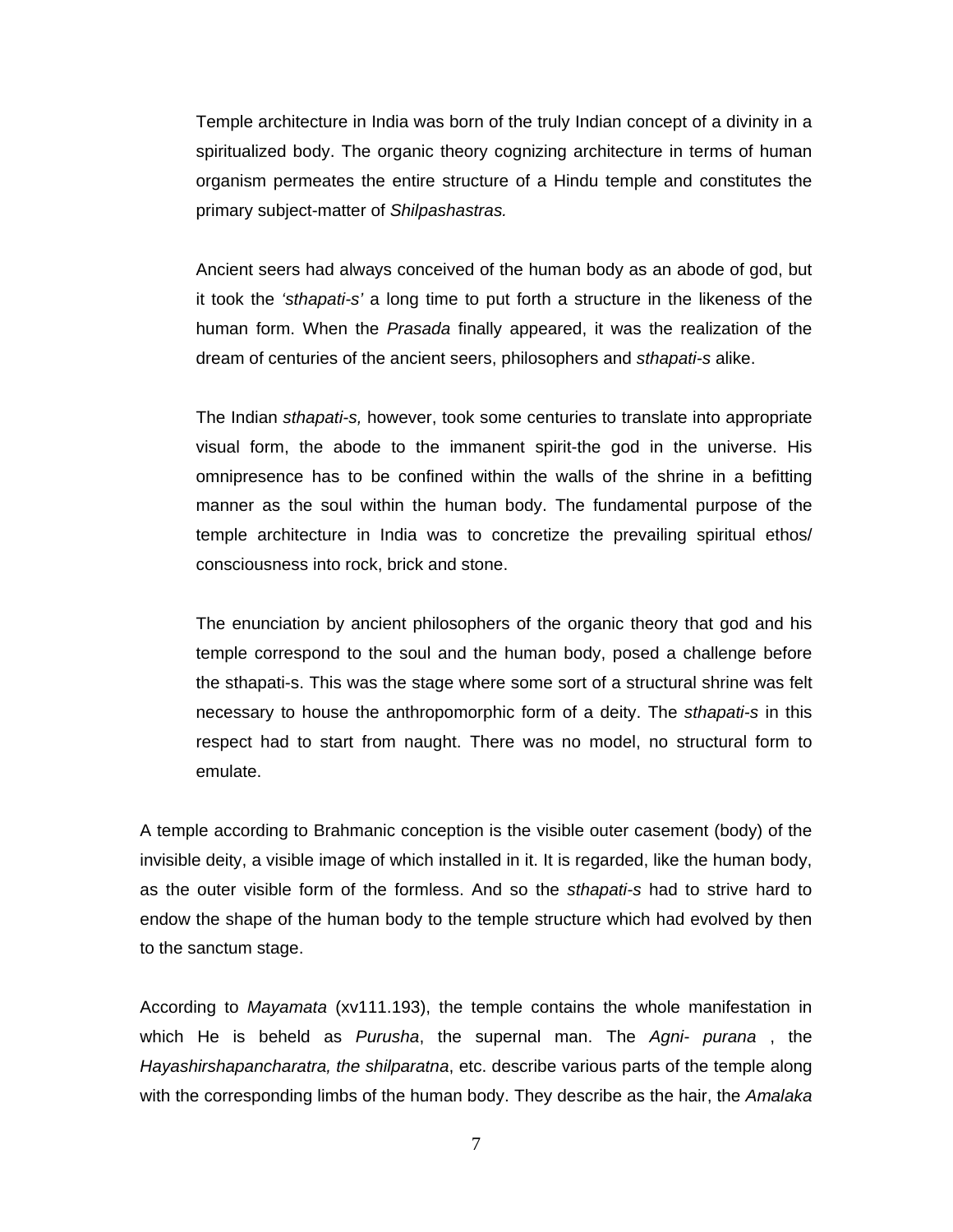Temple architecture in India was born of the truly Indian concept of a divinity in a spiritualized body. The organic theory cognizing architecture in terms of human organism permeates the entire structure of a Hindu temple and constitutes the primary subject-matter of *Shilpashastras.*

Ancient seers had always conceived of the human body as an abode of god, but it took the *'sthapati-s'* a long time to put forth a structure in the likeness of the human form. When the *Prasada* finally appeared, it was the realization of the dream of centuries of the ancient seers, philosophers and *sthapati-s* alike.

The Indian *sthapati-s,* however, took some centuries to translate into appropriate visual form, the abode to the immanent spirit-the god in the universe. His omnipresence has to be confined within the walls of the shrine in a befitting manner as the soul within the human body. The fundamental purpose of the temple architecture in India was to concretize the prevailing spiritual ethos/ consciousness into rock, brick and stone.

The enunciation by ancient philosophers of the organic theory that god and his temple correspond to the soul and the human body, posed a challenge before the sthapati-s. This was the stage where some sort of a structural shrine was felt necessary to house the anthropomorphic form of a deity. The *sthapati-s* in this respect had to start from naught. There was no model, no structural form to emulate.

A temple according to Brahmanic conception is the visible outer casement (body) of the invisible deity, a visible image of which installed in it. It is regarded, like the human body, as the outer visible form of the formless. And so the *sthapati-s* had to strive hard to endow the shape of the human body to the temple structure which had evolved by then to the sanctum stage.

According to *Mayamata* (xv111.193), the temple contains the whole manifestation in which He is beheld as *Purusha*, the supernal man. The *Agni- purana* , the *Hayashirshapancharatra, the shilparatna*, etc. describe various parts of the temple along with the corresponding limbs of the human body. They describe as the hair, the *Amalaka*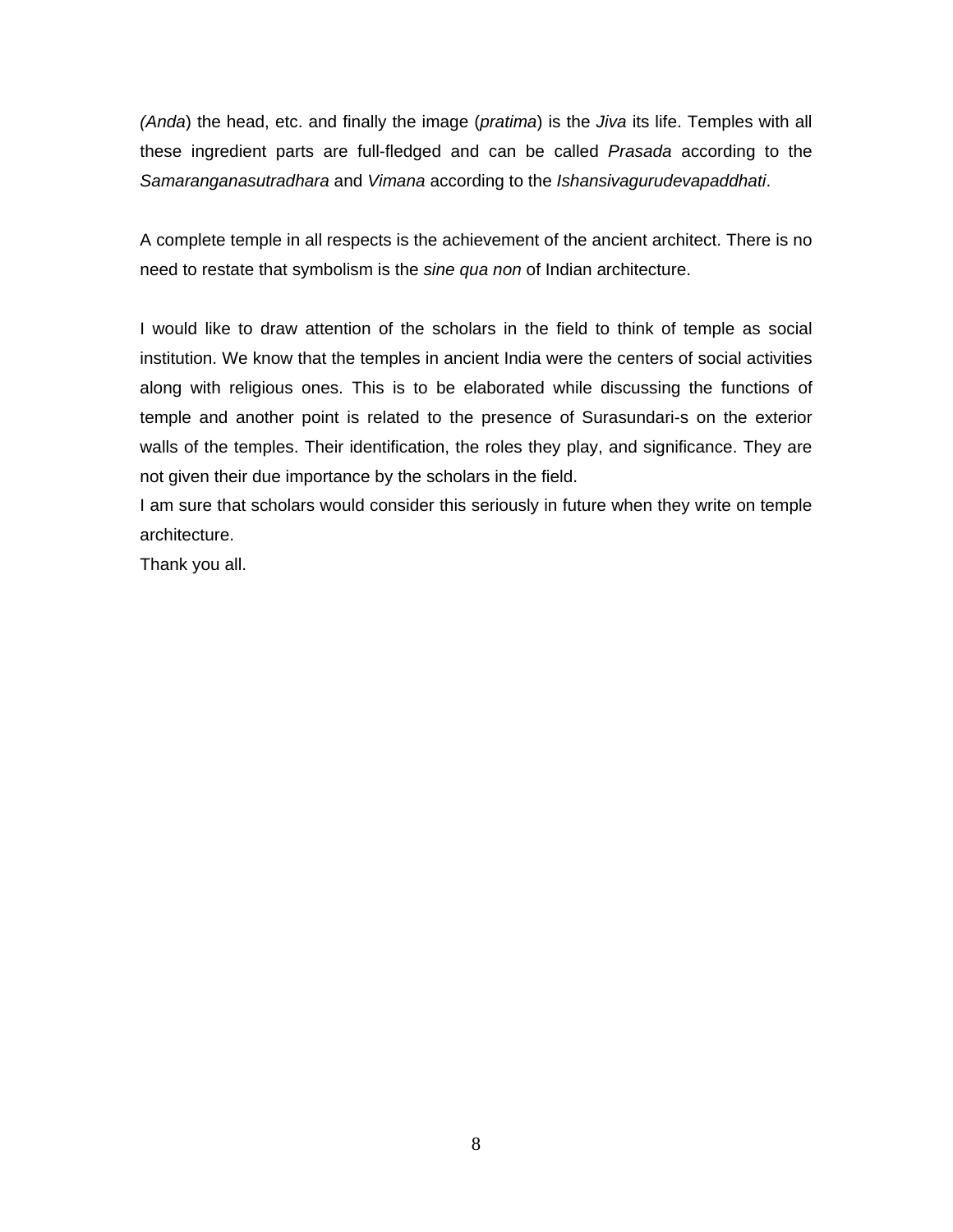*(Anda*) the head, etc. and finally the image (*pratima*) is the *Jiva* its life. Temples with all these ingredient parts are full-fledged and can be called *Prasada* according to the *Samaranganasutradhara* and *Vimana* according to the *Ishansivagurudevapaddhati*.

A complete temple in all respects is the achievement of the ancient architect. There is no need to restate that symbolism is the *sine qua non* of Indian architecture.

I would like to draw attention of the scholars in the field to think of temple as social institution. We know that the temples in ancient India were the centers of social activities along with religious ones. This is to be elaborated while discussing the functions of temple and another point is related to the presence of Surasundari-s on the exterior walls of the temples. Their identification, the roles they play, and significance. They are not given their due importance by the scholars in the field.

I am sure that scholars would consider this seriously in future when they write on temple architecture.

Thank you all.